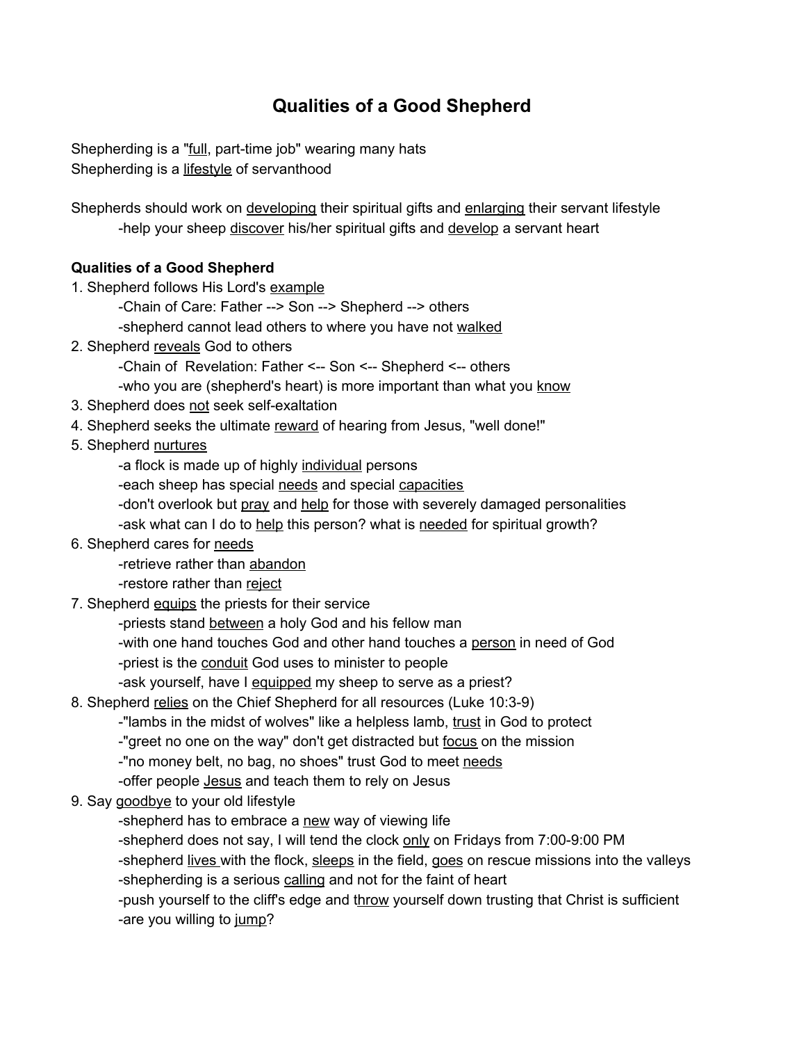# Qualities of a Good Shepherd

Shepherding is a "full, part-time job" wearing many hats
Shepherding is a lifestyle of servanthood

Shepherds should work on developing their spiritual gifts and enlarging their servant lifestyle
- help your sheep discover his/her spiritual gifts and develop a servant heart

**Qualities of a Good Shepherd**

1. Shepherd follows His Lord's example
   - Chain of Care: Father --> Son --> Shepherd --> others
   - shepherd cannot lead others to where you have not walked
2. Shepherd reveals God to others
   - Chain of Revelation: Father <-- Son <-- Shepherd <-- others
   - who you are (shepherd's heart) is more important than what you know
3. Shepherd does not seek self-exaltation
4. Shepherd seeks the ultimate reward of hearing from Jesus, "well done!"
5. Shepherd nurtures
   - a flock is made up of highly individual persons
   - each sheep has special needs and special capacities
   - don't overlook but pray and help for those with severely damaged personalities
   - ask what can I do to help this person? what is needed for spiritual growth?
6. Shepherd cares for needs
   - retrieve rather than abandon
   - restore rather than reject
7. Shepherd equips the priests for their service
   - priests stand between a holy God and his fellow man
   - with one hand touches God and other hand touches a person in need of God
   - priest is the conduit God uses to minister to people
   - ask yourself, have I equipped my sheep to serve as a priest?
8. Shepherd relies on the Chief Shepherd for all resources (Luke 10:3-9)
   - "lambs in the midst of wolves" like a helpless lamb, trust in God to protect
   - "greet no one on the way" don't get distracted but focus on the mission
   - "no money belt, no bag, no shoes" trust God to meet needs
   - offer people Jesus and teach them to rely on Jesus
9. Say goodbye to your old lifestyle
   - shepherd has to embrace a new way of viewing life
   - shepherd does not say, I will tend the clock only on Fridays from 7:00-9:00 PM
   - shepherd lives with the flock, sleeps in the field, goes on rescue missions into the valleys
   - shepherding is a serious calling and not for the faint of heart
   - push yourself to the cliff's edge and throw yourself down trusting that Christ is sufficient
   - are you willing to jump?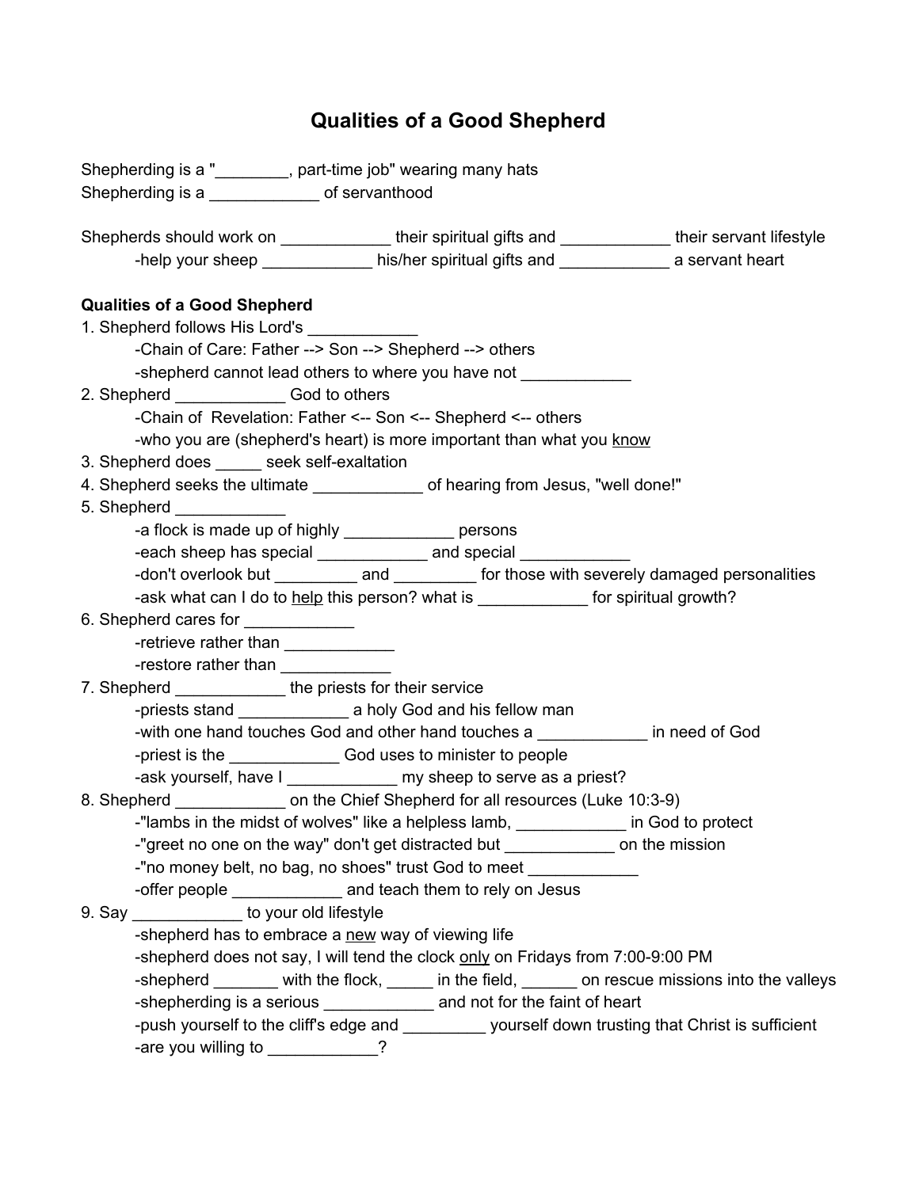# Qualities of a Good Shepherd

Shepherding is a "________, part-time job" wearing many hats
Shepherding is a ____________ of servanthood

Shepherds should work on ____________ their spiritual gifts and ____________ their servant lifestyle
- help your sheep ____________ his/her spiritual gifts and ____________ a servant heart

**Qualities of a Good Shepherd**

1. Shepherd follows His Lord's ____________
    - Chain of Care: Father --> Son --> Shepherd --> others
    - shepherd cannot lead others to where you have not ____________
2. Shepherd ____________ God to others
    - Chain of Revelation: Father <-- Son <-- Shepherd <-- others
    - who you are (shepherd's heart) is more important than what you <u>know</u>
3. Shepherd does _____ seek self-exaltation
4. Shepherd seeks the ultimate ____________ of hearing from Jesus, "well done!"
5. Shepherd ____________
    - a flock is made up of highly ____________ persons
    - each sheep has special ____________ and special ____________
    - don't overlook but _________ and _________ for those with severely damaged personalities
    - ask what can I do to <u>help</u> this person? what is ____________ for spiritual growth?
6. Shepherd cares for ____________
    - retrieve rather than ____________
    - restore rather than ____________
7. Shepherd ____________ the priests for their service
    - priests stand ____________ a holy God and his fellow man
    - with one hand touches God and other hand touches a ____________ in need of God
    - priest is the ____________ God uses to minister to people
    - ask yourself, have I ____________ my sheep to serve as a priest?
8. Shepherd ____________ on the Chief Shepherd for all resources (Luke 10:3-9)
    - "lambs in the midst of wolves" like a helpless lamb, ____________ in God to protect
    - "greet no one on the way" don't get distracted but ____________ on the mission
    - "no money belt, no bag, no shoes" trust God to meet ____________
    - offer people ____________ and teach them to rely on Jesus
9. Say ____________ to your old lifestyle
    - shepherd has to embrace a <u>new</u> way of viewing life
    - shepherd does not say, I will tend the clock <u>only</u> on Fridays from 7:00-9:00 PM
    - shepherd _______ with the flock, _____ in the field, ______ on rescue missions into the valleys
    - shepherding is a serious ____________ and not for the faint of heart
    - push yourself to the cliff's edge and _________ yourself down trusting that Christ is sufficient
    - are you willing to ____________?